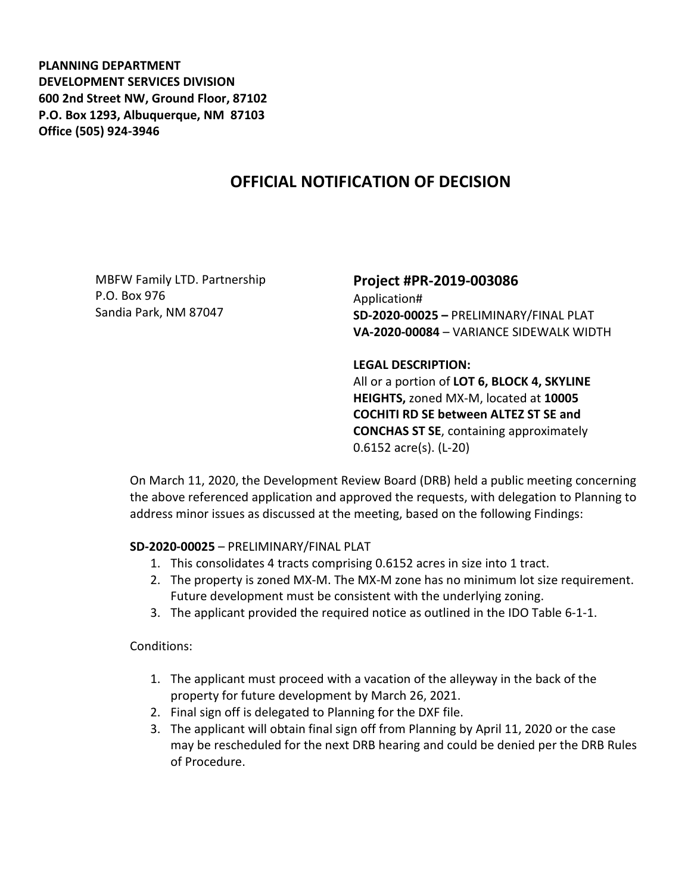**PLANNING DEPARTMENT**
**DEVELOPMENT SERVICES DIVISION**
**600 2nd Street NW, Ground Floor, 87102**
**P.O. Box 1293, Albuquerque, NM 87103**
**Office (505) 924-3946**

# OFFICIAL NOTIFICATION OF DECISION

MBFW Family LTD. Partnership
P.O. Box 976
Sandia Park, NM 87047

## Project #PR-2019-003086

Application#
**SD-2020-00025 –** PRELIMINARY/FINAL PLAT
**VA-2020-00084** – VARIANCE SIDEWALK WIDTH

**LEGAL DESCRIPTION:**
All or a portion of **LOT 6, BLOCK 4, SKYLINE HEIGHTS,** zoned MX-M, located at **10005 COCHITI RD SE between ALTEZ ST SE and CONCHAS ST SE**, containing approximately 0.6152 acre(s). (L-20)

On March 11, 2020, the Development Review Board (DRB) held a public meeting concerning the above referenced application and approved the requests, with delegation to Planning to address minor issues as discussed at the meeting, based on the following Findings:

**SD-2020-00025** – PRELIMINARY/FINAL PLAT

1. This consolidates 4 tracts comprising 0.6152 acres in size into 1 tract.
2. The property is zoned MX-M. The MX-M zone has no minimum lot size requirement. Future development must be consistent with the underlying zoning.
3. The applicant provided the required notice as outlined in the IDO Table 6-1-1.

Conditions:

1. The applicant must proceed with a vacation of the alleyway in the back of the property for future development by March 26, 2021.
2. Final sign off is delegated to Planning for the DXF file.
3. The applicant will obtain final sign off from Planning by April 11, 2020 or the case may be rescheduled for the next DRB hearing and could be denied per the DRB Rules of Procedure.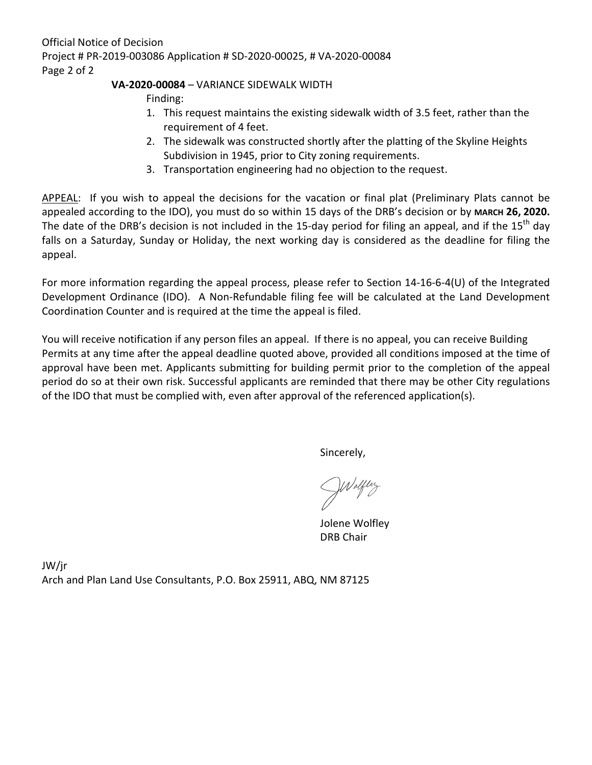**VA-2020-00084** – VARIANCE SIDEWALK WIDTH

Finding:

1. This request maintains the existing sidewalk width of 3.5 feet, rather than the requirement of 4 feet.
2. The sidewalk was constructed shortly after the platting of the Skyline Heights Subdivision in 1945, prior to City zoning requirements.
3. Transportation engineering had no objection to the request.

APPEAL: If you wish to appeal the decisions for the vacation or final plat (Preliminary Plats cannot be appealed according to the IDO), you must do so within 15 days of the DRB's decision or by **MARCH 26, 2020.** The date of the DRB's decision is not included in the 15-day period for filing an appeal, and if the 15th day falls on a Saturday, Sunday or Holiday, the next working day is considered as the deadline for filing the appeal.

For more information regarding the appeal process, please refer to Section 14-16-6-4(U) of the Integrated Development Ordinance (IDO). A Non-Refundable filing fee will be calculated at the Land Development Coordination Counter and is required at the time the appeal is filed.

You will receive notification if any person files an appeal. If there is no appeal, you can receive Building Permits at any time after the appeal deadline quoted above, provided all conditions imposed at the time of approval have been met. Applicants submitting for building permit prior to the completion of the appeal period do so at their own risk. Successful applicants are reminded that there may be other City regulations of the IDO that must be complied with, even after approval of the referenced application(s).

Sincerely,

Jolene Wolfley
DRB Chair

JW/jr
Arch and Plan Land Use Consultants, P.O. Box 25911, ABQ, NM 87125